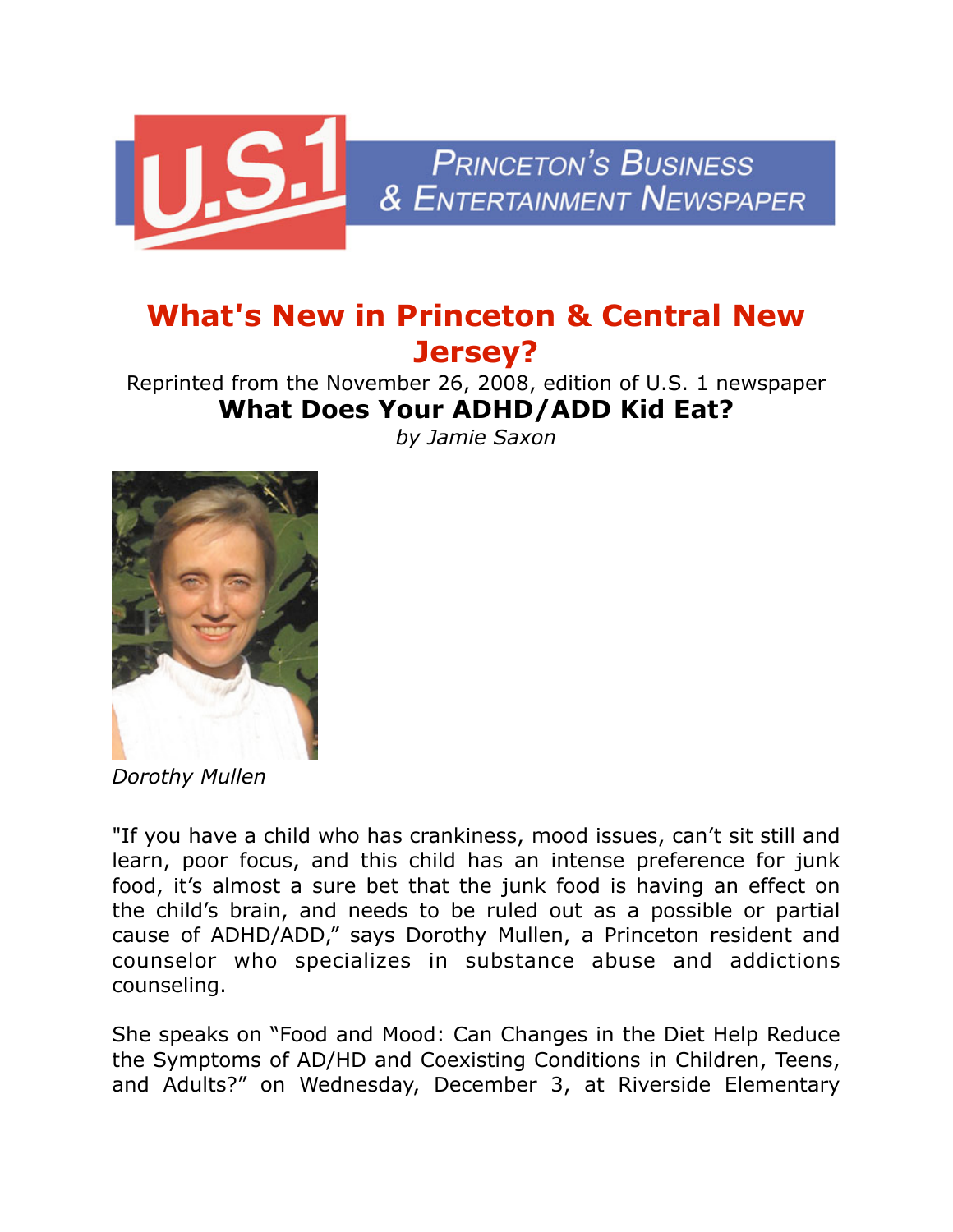# What's New in Princeton & Central New Jersey?

Reprinted from the November 26, 2008, edition of U.S. 1 newspaper

## What Does Your ADHD/ADD Kid Eat?

*by Jamie Saxon*

*Dorothy Mullen*

"If you have a child who has crankiness, mood issues, can't sit still and learn, poor focus, and this child has an intense preference for junk food, it's almost a sure bet that the junk food is having an effect on the child's brain, and needs to be ruled out as a possible or partial cause of ADHD/ADD," says Dorothy Mullen, a Princeton resident and counselor who specializes in substance abuse and addictions counseling.

She speaks on "Food and Mood: Can Changes in the Diet Help Reduce the Symptoms of AD/HD and Coexisting Conditions in Children, Teens, and Adults?" on Wednesday, December 3, at Riverside Elementary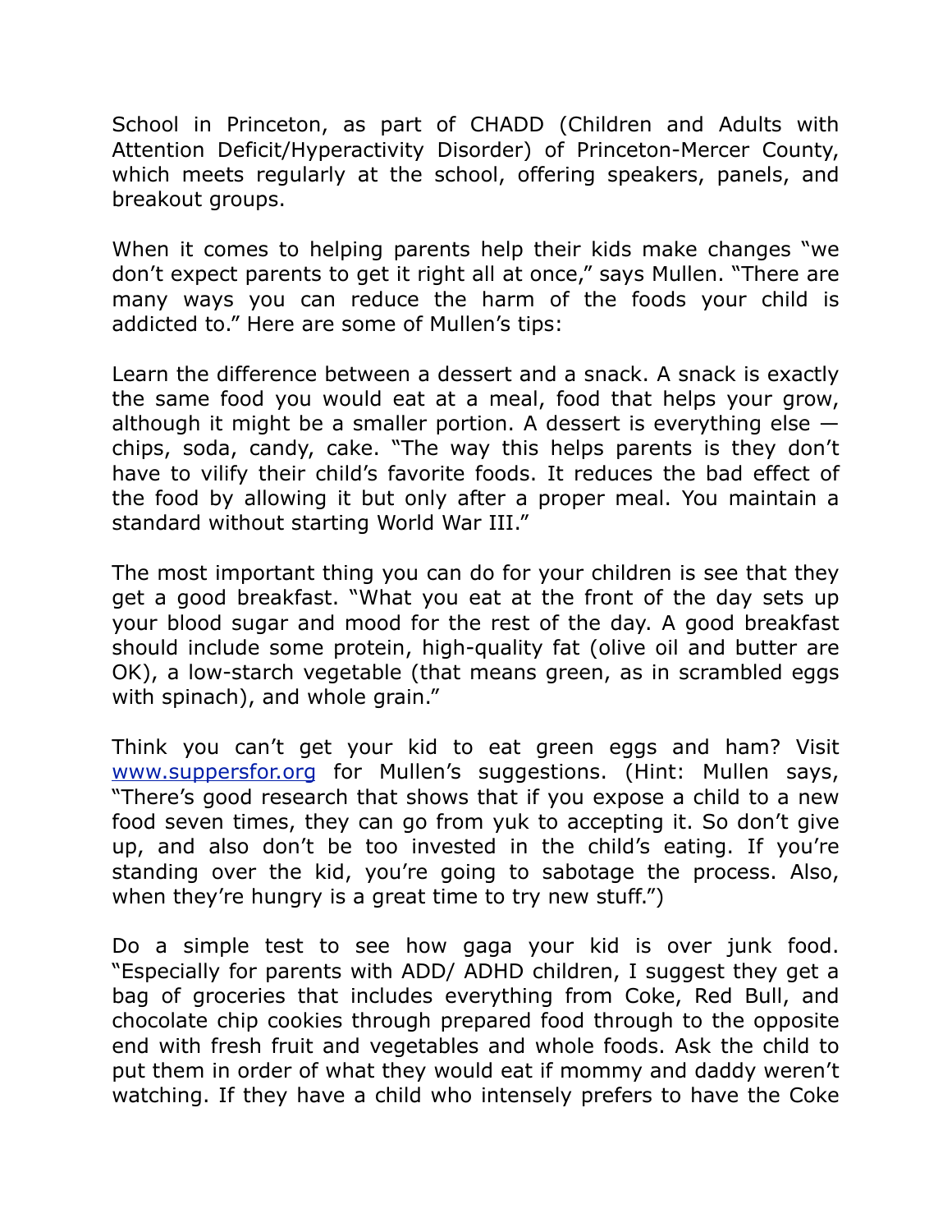School in Princeton, as part of CHADD (Children and Adults with Attention Deficit/Hyperactivity Disorder) of Princeton-Mercer County, which meets regularly at the school, offering speakers, panels, and breakout groups.

When it comes to helping parents help their kids make changes "we don't expect parents to get it right all at once," says Mullen. "There are many ways you can reduce the harm of the foods your child is addicted to." Here are some of Mullen's tips:

Learn the difference between a dessert and a snack. A snack is exactly the same food you would eat at a meal, food that helps your grow, although it might be a smaller portion. A dessert is everything else — chips, soda, candy, cake. "The way this helps parents is they don't have to vilify their child's favorite foods. It reduces the bad effect of the food by allowing it but only after a proper meal. You maintain a standard without starting World War III."

The most important thing you can do for your children is see that they get a good breakfast. "What you eat at the front of the day sets up your blood sugar and mood for the rest of the day. A good breakfast should include some protein, high-quality fat (olive oil and butter are OK), a low-starch vegetable (that means green, as in scrambled eggs with spinach), and whole grain."

Think you can't get your kid to eat green eggs and ham? Visit [www.suppersfor.org](http://www.suppersfor.org) for Mullen's suggestions. (Hint: Mullen says, "There's good research that shows that if you expose a child to a new food seven times, they can go from yuk to accepting it. So don't give up, and also don't be too invested in the child's eating. If you're standing over the kid, you're going to sabotage the process. Also, when they're hungry is a great time to try new stuff.")

Do a simple test to see how gaga your kid is over junk food. "Especially for parents with ADD/ ADHD children, I suggest they get a bag of groceries that includes everything from Coke, Red Bull, and chocolate chip cookies through prepared food through to the opposite end with fresh fruit and vegetables and whole foods. Ask the child to put them in order of what they would eat if mommy and daddy weren't watching. If they have a child who intensely prefers to have the Coke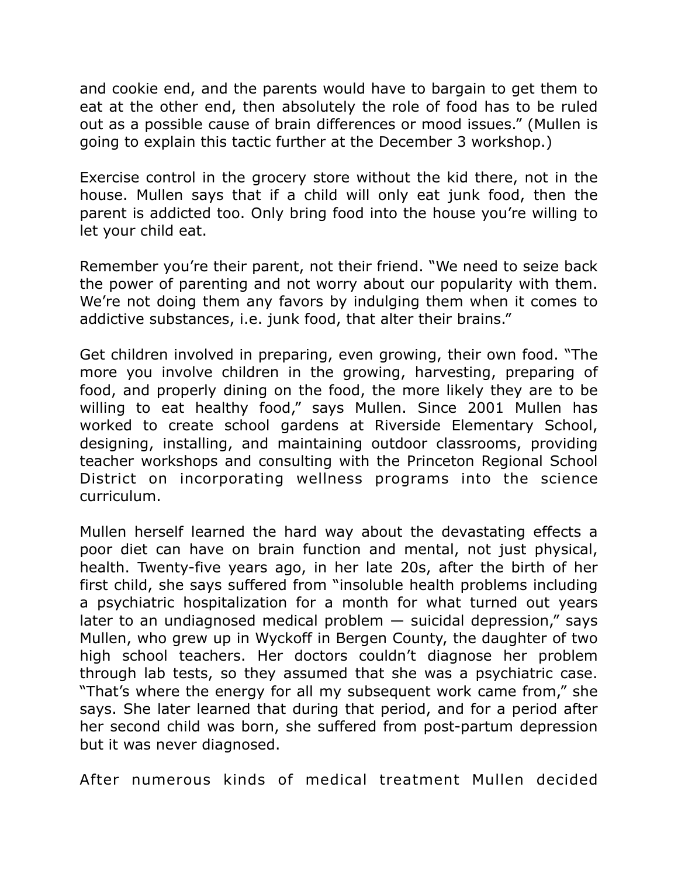and cookie end, and the parents would have to bargain to get them to eat at the other end, then absolutely the role of food has to be ruled out as a possible cause of brain differences or mood issues.” (Mullen is going to explain this tactic further at the December 3 workshop.)

Exercise control in the grocery store without the kid there, not in the house. Mullen says that if a child will only eat junk food, then the parent is addicted too. Only bring food into the house you’re willing to let your child eat.

Remember you’re their parent, not their friend. “We need to seize back the power of parenting and not worry about our popularity with them. We’re not doing them any favors by indulging them when it comes to addictive substances, i.e. junk food, that alter their brains.”

Get children involved in preparing, even growing, their own food. “The more you involve children in the growing, harvesting, preparing of food, and properly dining on the food, the more likely they are to be willing to eat healthy food,” says Mullen. Since 2001 Mullen has worked to create school gardens at Riverside Elementary School, designing, installing, and maintaining outdoor classrooms, providing teacher workshops and consulting with the Princeton Regional School District on incorporating wellness programs into the science curriculum.

Mullen herself learned the hard way about the devastating effects a poor diet can have on brain function and mental, not just physical, health. Twenty-five years ago, in her late 20s, after the birth of her first child, she says suffered from “insoluble health problems including a psychiatric hospitalization for a month for what turned out years later to an undiagnosed medical problem — suicidal depression,” says Mullen, who grew up in Wyckoff in Bergen County, the daughter of two high school teachers. Her doctors couldn’t diagnose her problem through lab tests, so they assumed that she was a psychiatric case. “That’s where the energy for all my subsequent work came from,” she says. She later learned that during that period, and for a period after her second child was born, she suffered from post-partum depression but it was never diagnosed.

After numerous kinds of medical treatment Mullen decided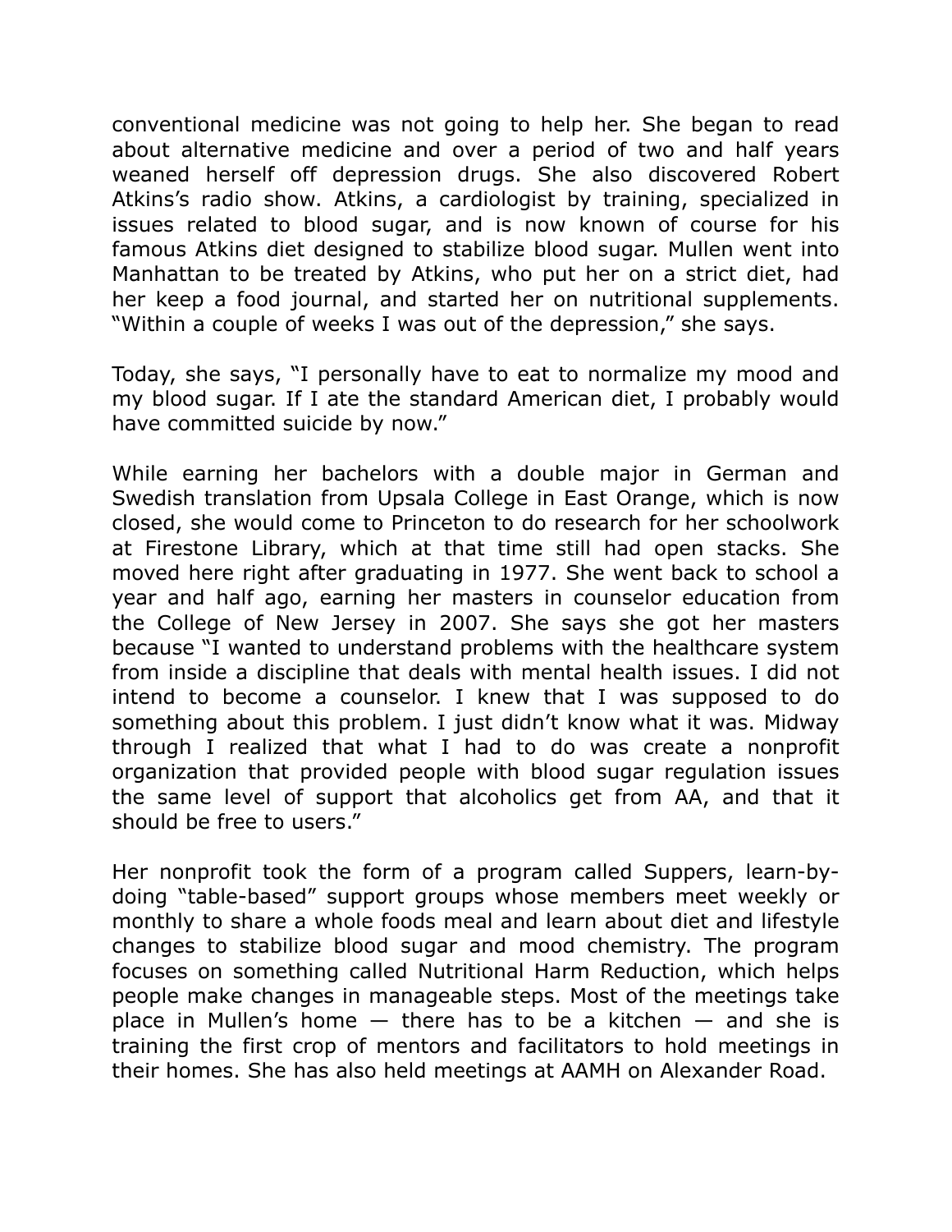conventional medicine was not going to help her. She began to read about alternative medicine and over a period of two and half years weaned herself off depression drugs. She also discovered Robert Atkins's radio show. Atkins, a cardiologist by training, specialized in issues related to blood sugar, and is now known of course for his famous Atkins diet designed to stabilize blood sugar. Mullen went into Manhattan to be treated by Atkins, who put her on a strict diet, had her keep a food journal, and started her on nutritional supplements. "Within a couple of weeks I was out of the depression," she says.

Today, she says, "I personally have to eat to normalize my mood and my blood sugar. If I ate the standard American diet, I probably would have committed suicide by now."

While earning her bachelors with a double major in German and Swedish translation from Upsala College in East Orange, which is now closed, she would come to Princeton to do research for her schoolwork at Firestone Library, which at that time still had open stacks. She moved here right after graduating in 1977. She went back to school a year and half ago, earning her masters in counselor education from the College of New Jersey in 2007. She says she got her masters because "I wanted to understand problems with the healthcare system from inside a discipline that deals with mental health issues. I did not intend to become a counselor. I knew that I was supposed to do something about this problem. I just didn't know what it was. Midway through I realized that what I had to do was create a nonprofit organization that provided people with blood sugar regulation issues the same level of support that alcoholics get from AA, and that it should be free to users."

Her nonprofit took the form of a program called Suppers, learn-by-doing "table-based" support groups whose members meet weekly or monthly to share a whole foods meal and learn about diet and lifestyle changes to stabilize blood sugar and mood chemistry. The program focuses on something called Nutritional Harm Reduction, which helps people make changes in manageable steps. Most of the meetings take place in Mullen's home — there has to be a kitchen — and she is training the first crop of mentors and facilitators to hold meetings in their homes. She has also held meetings at AAMH on Alexander Road.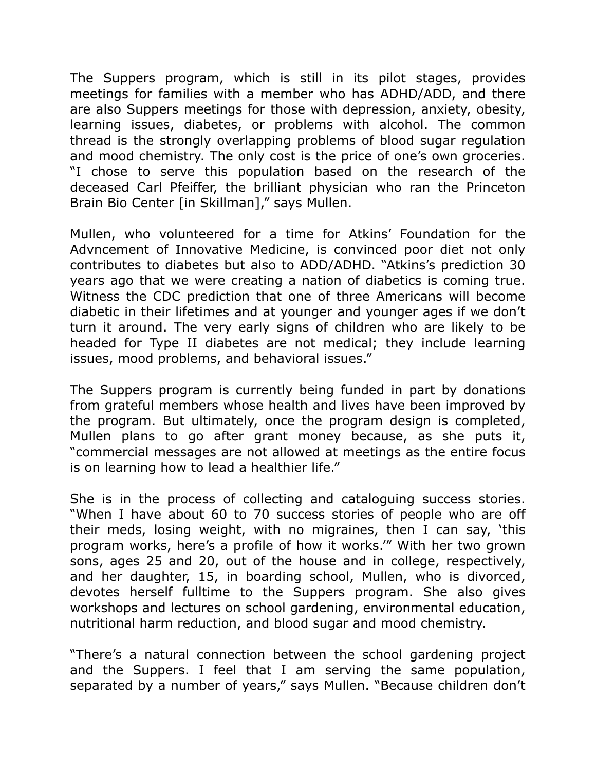The Suppers program, which is still in its pilot stages, provides meetings for families with a member who has ADHD/ADD, and there are also Suppers meetings for those with depression, anxiety, obesity, learning issues, diabetes, or problems with alcohol. The common thread is the strongly overlapping problems of blood sugar regulation and mood chemistry. The only cost is the price of one's own groceries. "I chose to serve this population based on the research of the deceased Carl Pfeiffer, the brilliant physician who ran the Princeton Brain Bio Center [in Skillman]," says Mullen.

Mullen, who volunteered for a time for Atkins' Foundation for the Advncement of Innovative Medicine, is convinced poor diet not only contributes to diabetes but also to ADD/ADHD. "Atkins's prediction 30 years ago that we were creating a nation of diabetics is coming true. Witness the CDC prediction that one of three Americans will become diabetic in their lifetimes and at younger and younger ages if we don't turn it around. The very early signs of children who are likely to be headed for Type II diabetes are not medical; they include learning issues, mood problems, and behavioral issues."

The Suppers program is currently being funded in part by donations from grateful members whose health and lives have been improved by the program. But ultimately, once the program design is completed, Mullen plans to go after grant money because, as she puts it, "commercial messages are not allowed at meetings as the entire focus is on learning how to lead a healthier life."

She is in the process of collecting and cataloguing success stories. "When I have about 60 to 70 success stories of people who are off their meds, losing weight, with no migraines, then I can say, 'this program works, here's a profile of how it works.'" With her two grown sons, ages 25 and 20, out of the house and in college, respectively, and her daughter, 15, in boarding school, Mullen, who is divorced, devotes herself fulltime to the Suppers program. She also gives workshops and lectures on school gardening, environmental education, nutritional harm reduction, and blood sugar and mood chemistry.

"There's a natural connection between the school gardening project and the Suppers. I feel that I am serving the same population, separated by a number of years," says Mullen. "Because children don't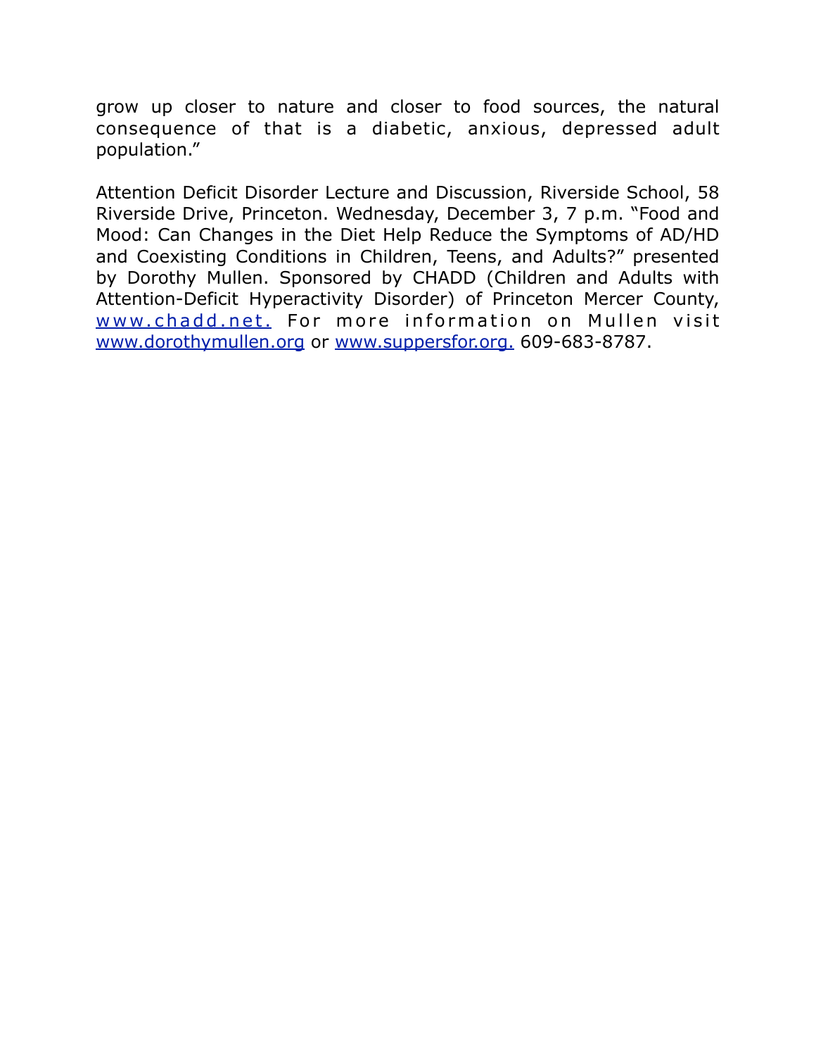grow up closer to nature and closer to food sources, the natural consequence of that is a diabetic, anxious, depressed adult population."

Attention Deficit Disorder Lecture and Discussion, Riverside School, 58 Riverside Drive, Princeton. Wednesday, December 3, 7 p.m. "Food and Mood: Can Changes in the Diet Help Reduce the Symptoms of AD/HD and Coexisting Conditions in Children, Teens, and Adults?" presented by Dorothy Mullen. Sponsored by CHADD (Children and Adults with Attention-Deficit Hyperactivity Disorder) of Princeton Mercer County, www.chadd.net. For more information on Mullen visit www.dorothymullen.org or www.suppersfor.org. 609-683-8787.